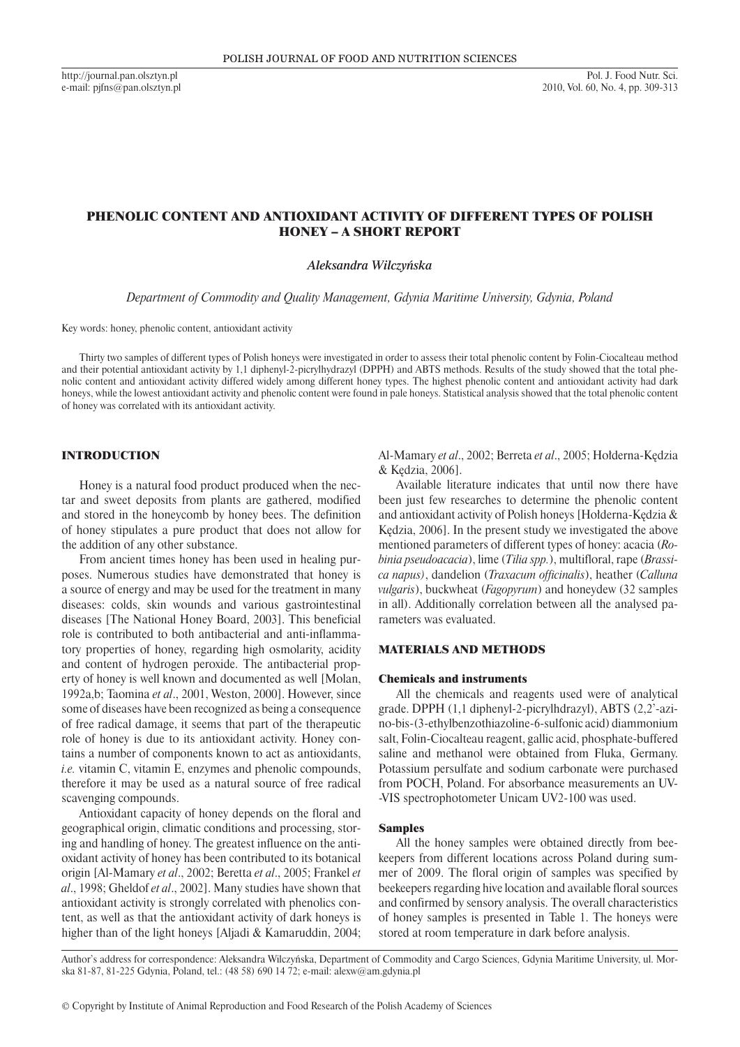# PHENOLIC CONTENT AND ANTIOXIDANT ACTIVITY OF DIFFERENT TYPES OF POLISH HONEY – A SHORT REPORT

*Aleksandra Wilczyńska*

*Department of Commodity and Quality Management, Gdynia Maritime University, Gdynia, Poland*

Key words: honey, phenolic content, antioxidant activity

Thirty two samples of different types of Polish honeys were investigated in order to assess their total phenolic content by Folin-Ciocalteau method and their potential antioxidant activity by 1,1 diphenyl-2-picrylhydrazyl (DPPH) and ABTS methods. Results of the study showed that the total phenolic content and antioxidant activity differed widely among different honey types. The highest phenolic content and antioxidant activity had dark honeys, while the lowest antioxidant activity and phenolic content were found in pale honeys. Statistical analysis showed that the total phenolic content of honey was correlated with its antioxidant activity.

## INTRODUCTION

Honey is a natural food product produced when the nectar and sweet deposits from plants are gathered, modified and stored in the honeycomb by honey bees. The definition of honey stipulates a pure product that does not allow for the addition of any other substance.

From ancient times honey has been used in healing purposes. Numerous studies have demonstrated that honey is a source of energy and may be used for the treatment in many diseases: colds, skin wounds and various gastrointestinal diseases [The National Honey Board, 2003]. This beneficial role is contributed to both antibacterial and anti-inflammatory properties of honey, regarding high osmolarity, acidity and content of hydrogen peroxide. The antibacterial property of honey is well known and documented as well [Molan, 1992a,b; Taomina *et al*., 2001, Weston, 2000]. However, since some of diseases have been recognized as being a consequence of free radical damage, it seems that part of the therapeutic role of honey is due to its antioxidant activity. Honey contains a number of components known to act as antioxidants, *i.e.* vitamin C, vitamin E, enzymes and phenolic compounds, therefore it may be used as a natural source of free radical scavenging compounds.

Antioxidant capacity of honey depends on the floral and geographical origin, climatic conditions and processing, storing and handling of honey. The greatest influence on the antioxidant activity of honey has been contributed to its botanical origin [Al-Mamary *et al*., 2002; Beretta *et al*., 2005; Frankel *et al*., 1998; Gheldof *et al*., 2002]. Many studies have shown that antioxidant activity is strongly correlated with phenolics content, as well as that the antioxidant activity of dark honeys is higher than of the light honeys [Aljadi & Kamaruddin, 2004; Al-Mamary *et al*., 2002; Berreta *et al*., 2005; Hołderna-Kędzia & Kędzia, 2006].

Available literature indicates that until now there have been just few researches to determine the phenolic content and antioxidant activity of Polish honeys [Hołderna-Kędzia & Kędzia, 2006]. In the present study we investigated the above mentioned parameters of different types of honey: acacia (*Robinia pseudoacacia*), lime (*Tilia spp.*), multifloral, rape (*Brassica napus)*, dandelion (*Traxacum officinalis*), heather (*Calluna vulgaris*), buckwheat (*Fagopyrum*) and honeydew (32 samples in all). Additionally correlation between all the analysed parameters was evaluated.

## MATERIALS AND METHODS

### Chemicals and instruments

All the chemicals and reagents used were of analytical grade. DPPH (1,1 diphenyl-2-picrylhdrazyl), ABTS (2,2'-azino-bis-(3-ethylbenzothiazoline-6-sulfonic acid) diammonium salt, Folin-Ciocalteau reagent, gallic acid, phosphate-buffered saline and methanol were obtained from Fluka, Germany. Potassium persulfate and sodium carbonate were purchased from POCH, Poland. For absorbance measurements an UV-VIS spectrophotometer Unicam UV2-100 was used.

### Samples

All the honey samples were obtained directly from beekeepers from different locations across Poland during summer of 2009. The floral origin of samples was specified by beekeepers regarding hive location and available floral sources and confirmed by sensory analysis. The overall characteristics of honey samples is presented in Table 1. The honeys were stored at room temperature in dark before analysis.

Author's address for correspondence: Aleksandra Wilczyńska, Department of Commodity and Cargo Sciences, Gdynia Maritime University, ul. Morska 81-87, 81-225 Gdynia, Poland, tel.: (48 58) 690 14 72; e-mail: alexw@am.gdynia.pl

© Copyright by Institute of Animal Reproduction and Food Research of the Polish Academy of Sciences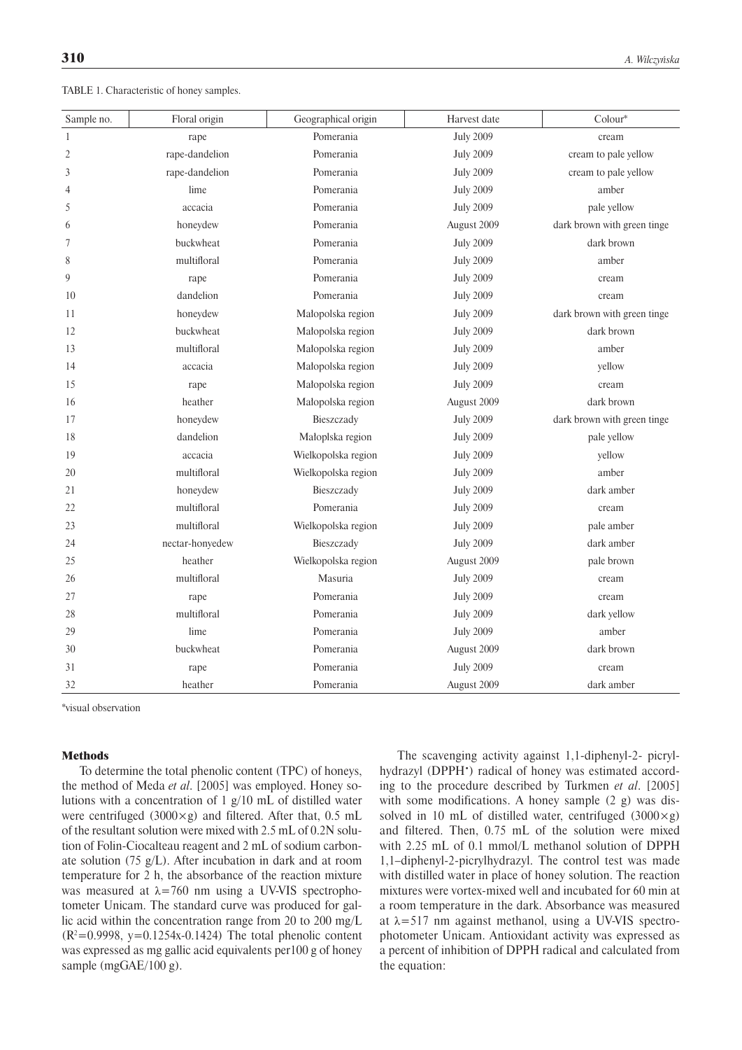TABLE 1. Characteristic of honey samples.

| Sample no. | Floral origin | Geographical origin | Harvest date | Colour* |
|---|---|---|---|---|
| 1 | rape | Pomerania | July 2009 | cream |
| 2 | rape-dandelion | Pomerania | July 2009 | cream to pale yellow |
| 3 | rape-dandelion | Pomerania | July 2009 | cream to pale yellow |
| 4 | lime | Pomerania | July 2009 | amber |
| 5 | accacia | Pomerania | July 2009 | pale yellow |
| 6 | honeydew | Pomerania | August 2009 | dark brown with green tinge |
| 7 | buckwheat | Pomerania | July 2009 | dark brown |
| 8 | multifloral | Pomerania | July 2009 | amber |
| 9 | rape | Pomerania | July 2009 | cream |
| 10 | dandelion | Pomerania | July 2009 | cream |
| 11 | honeydew | Małopolska region | July 2009 | dark brown with green tinge |
| 12 | buckwheat | Małopolska region | July 2009 | dark brown |
| 13 | multifloral | Małopolska region | July 2009 | amber |
| 14 | accacia | Małopolska region | July 2009 | yellow |
| 15 | rape | Małopolska region | July 2009 | cream |
| 16 | heather | Małopolska region | August 2009 | dark brown |
| 17 | honeydew | Bieszczady | July 2009 | dark brown with green tinge |
| 18 | dandelion | Małoplska region | July 2009 | pale yellow |
| 19 | accacia | Wielkopolska region | July 2009 | yellow |
| 20 | multifloral | Wielkopolska region | July 2009 | amber |
| 21 | honeydew | Bieszczady | July 2009 | dark amber |
| 22 | multifloral | Pomerania | July 2009 | cream |
| 23 | multifloral | Wielkopolska region | July 2009 | pale amber |
| 24 | nectar-honyedew | Bieszczady | July 2009 | dark amber |
| 25 | heather | Wielkopolska region | August 2009 | pale brown |
| 26 | multifloral | Masuria | July 2009 | cream |
| 27 | rape | Pomerania | July 2009 | cream |
| 28 | multifloral | Pomerania | July 2009 | dark yellow |
| 29 | lime | Pomerania | July 2009 | amber |
| 30 | buckwheat | Pomerania | August 2009 | dark brown |
| 31 | rape | Pomerania | July 2009 | cream |
| 32 | heather | Pomerania | August 2009 | dark amber |

*visual observation

### Methods

To determine the total phenolic content (TPC) of honeys, the method of Meda *et al*. [2005] was employed. Honey solutions with a concentration of 1 g/10 mL of distilled water were centrifuged (3000×g) and filtered. After that, 0.5 mL of the resultant solution were mixed with 2.5 mL of 0.2N solution of Folin-Ciocalteau reagent and 2 mL of sodium carbonate solution (75 g/L). After incubation in dark and at room temperature for 2 h, the absorbance of the reaction mixture was measured at $\lambda$=760 nm using a UV-VIS spectrophotometer Unicam. The standard curve was produced for gallic acid within the concentration range from 20 to 200 mg/L ($R^2$=0.9998, y=0.1254x-0.1424) The total phenolic content was expressed as mg gallic acid equivalents per100 g of honey sample (mgGAE/100 g).

The scavenging activity against 1,1-diphenyl-2- picrylhydrazyl (DPPH$^\bullet$) radical of honey was estimated according to the procedure described by Turkmen *et al*. [2005] with some modifications. A honey sample (2 g) was dissolved in 10 mL of distilled water, centrifuged (3000×g) and filtered. Then, 0.75 mL of the solution were mixed with 2.25 mL of 0.1 mmol/L methanol solution of DPPH 1,1–diphenyl-2-picrylhydrazyl. The control test was made with distilled water in place of honey solution. The reaction mixtures were vortex-mixed well and incubated for 60 min at a room temperature in the dark. Absorbance was measured at $\lambda$=517 nm against methanol, using a UV-VIS spectrophotometer Unicam. Antioxidant activity was expressed as a percent of inhibition of DPPH radical and calculated from the equation: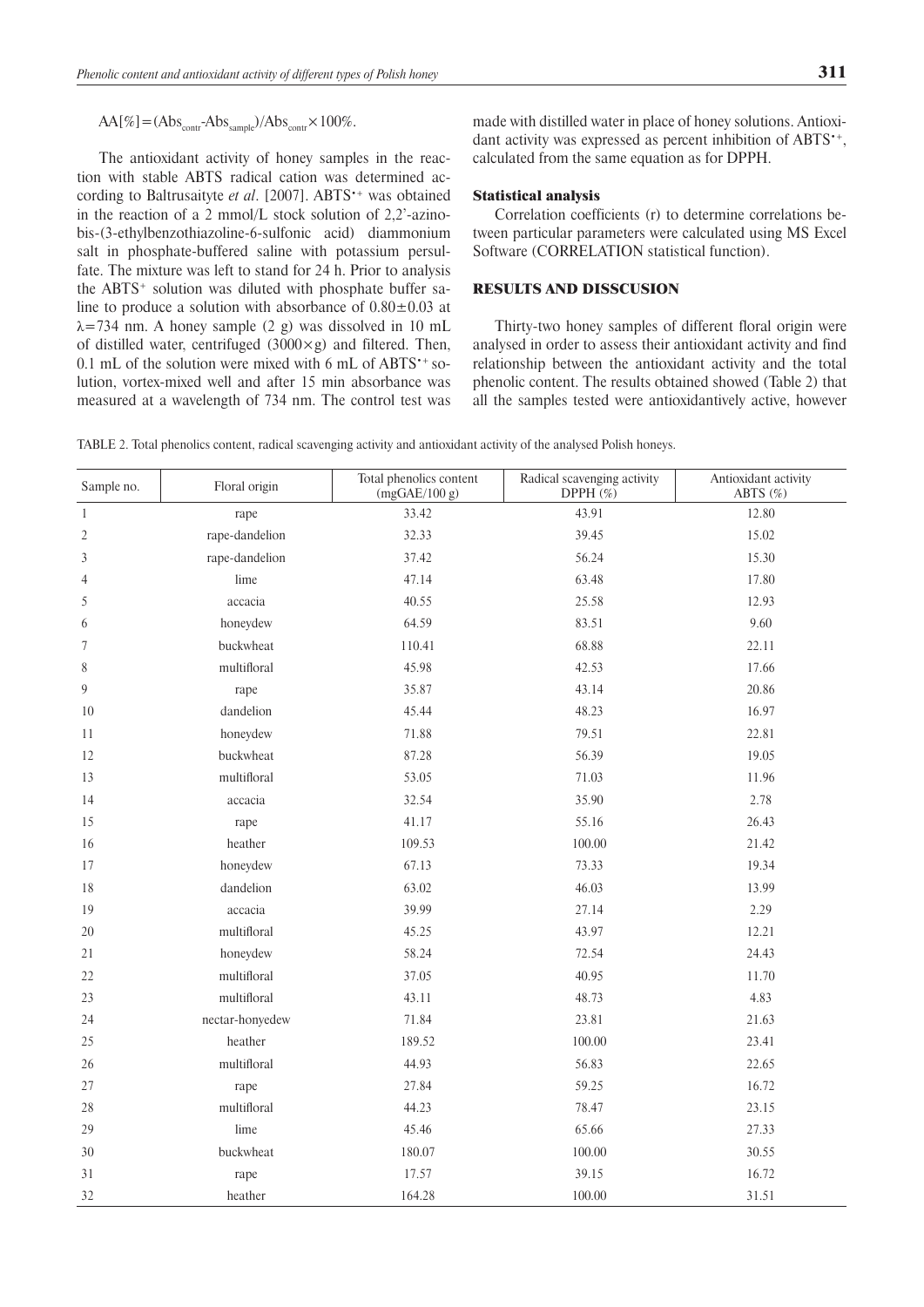$AA[\%]=(Abs_{contr}-Abs_{sample})/Abs_{contr}\times 100\%$.

The antioxidant activity of honey samples in the reaction with stable ABTS radical cation was determined according to Baltrusaityte *et al*. [2007]. $ABTS^{\bullet +}$ was obtained in the reaction of a 2 mmol/L stock solution of 2,2'-azinobis-(3-ethylbenzothiazoline-6-sulfonic acid) diammonium salt in phosphate-buffered saline with potassium persulfate. The mixture was left to stand for 24 h. Prior to analysis the $ABTS^{+}$ solution was diluted with phosphate buffer saline to produce a solution with absorbance of 0.80±0.03 at $\lambda$=734 nm. A honey sample (2 g) was dissolved in 10 mL of distilled water, centrifuged (3000×g) and filtered. Then, 0.1 mL of the solution were mixed with 6 mL of $ABTS^{\bullet +}$ solution, vortex-mixed well and after 15 min absorbance was measured at a wavelength of 734 nm. The control test was made with distilled water in place of honey solutions. Antioxidant activity was expressed as percent inhibition of $ABTS^{\bullet +}$, calculated from the same equation as for DPPH.

### Statistical analysis

Correlation coefficients (r) to determine correlations between particular parameters were calculated using MS Excel Software (CORRELATION statistical function).

## RESULTS AND DISSCUSION

Thirty-two honey samples of different floral origin were analysed in order to assess their antioxidant activity and find relationship between the antioxidant activity and the total phenolic content. The results obtained showed (Table 2) that all the samples tested were antioxidantively active, however

TABLE 2. Total phenolics content, radical scavenging activity and antioxidant activity of the analysed Polish honeys.

| Sample no. | Floral origin | Total phenolics content (mgGAE/100 g) | Radical scavenging activity DPPH (%) | Antioxidant activity ABTS (%) |
|---|---|---|---|---|
| 1 | rape | 33.42 | 43.91 | 12.80 |
| 2 | rape-dandelion | 32.33 | 39.45 | 15.02 |
| 3 | rape-dandelion | 37.42 | 56.24 | 15.30 |
| 4 | lime | 47.14 | 63.48 | 17.80 |
| 5 | accacia | 40.55 | 25.58 | 12.93 |
| 6 | honeydew | 64.59 | 83.51 | 9.60 |
| 7 | buckwheat | 110.41 | 68.88 | 22.11 |
| 8 | multifloral | 45.98 | 42.53 | 17.66 |
| 9 | rape | 35.87 | 43.14 | 20.86 |
| 10 | dandelion | 45.44 | 48.23 | 16.97 |
| 11 | honeydew | 71.88 | 79.51 | 22.81 |
| 12 | buckwheat | 87.28 | 56.39 | 19.05 |
| 13 | multifloral | 53.05 | 71.03 | 11.96 |
| 14 | accacia | 32.54 | 35.90 | 2.78 |
| 15 | rape | 41.17 | 55.16 | 26.43 |
| 16 | heather | 109.53 | 100.00 | 21.42 |
| 17 | honeydew | 67.13 | 73.33 | 19.34 |
| 18 | dandelion | 63.02 | 46.03 | 13.99 |
| 19 | accacia | 39.99 | 27.14 | 2.29 |
| 20 | multifloral | 45.25 | 43.97 | 12.21 |
| 21 | honeydew | 58.24 | 72.54 | 24.43 |
| 22 | multifloral | 37.05 | 40.95 | 11.70 |
| 23 | multifloral | 43.11 | 48.73 | 4.83 |
| 24 | nectar-honyedew | 71.84 | 23.81 | 21.63 |
| 25 | heather | 189.52 | 100.00 | 23.41 |
| 26 | multifloral | 44.93 | 56.83 | 22.65 |
| 27 | rape | 27.84 | 59.25 | 16.72 |
| 28 | multifloral | 44.23 | 78.47 | 23.15 |
| 29 | lime | 45.46 | 65.66 | 27.33 |
| 30 | buckwheat | 180.07 | 100.00 | 30.55 |
| 31 | rape | 17.57 | 39.15 | 16.72 |
| 32 | heather | 164.28 | 100.00 | 31.51 |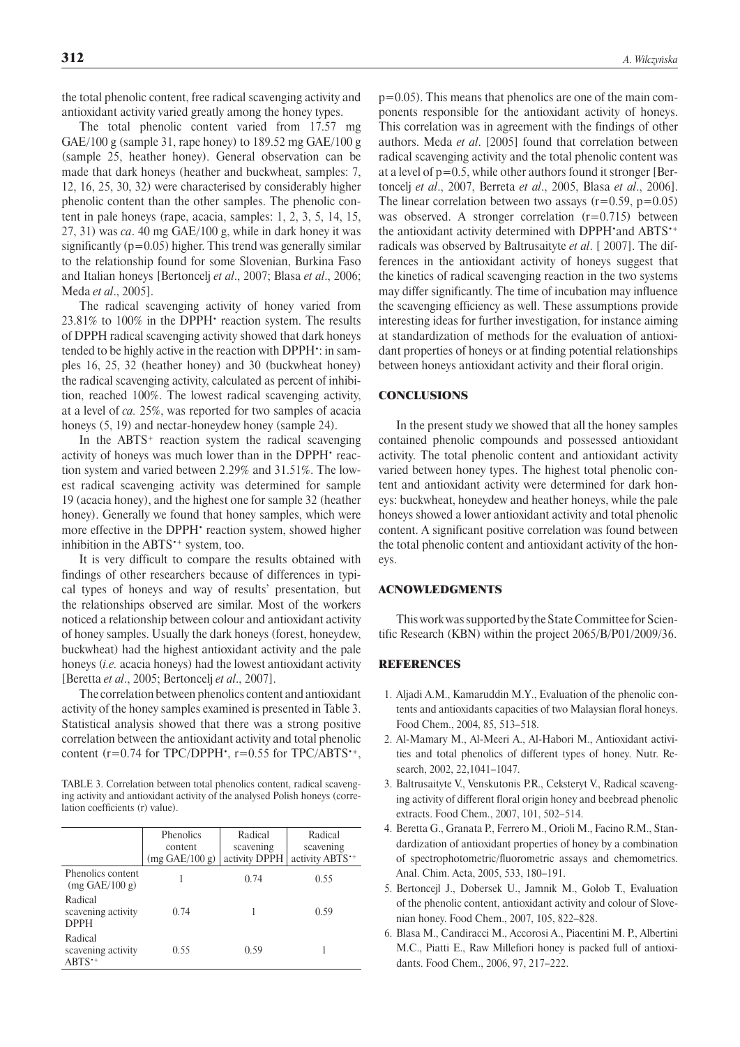the total phenolic content, free radical scavenging activity and antioxidant activity varied greatly among the honey types.

The total phenolic content varied from 17.57 mg GAE/100 g (sample 31, rape honey) to 189.52 mg GAE/100 g (sample 25, heather honey). General observation can be made that dark honeys (heather and buckwheat, samples: 7, 12, 16, 25, 30, 32) were characterised by considerably higher phenolic content than the other samples. The phenolic content in pale honeys (rape, acacia, samples: 1, 2, 3, 5, 14, 15, 27, 31) was *ca*. 40 mg GAE/100 g, while in dark honey it was significantly ($p=0.05$) higher. This trend was generally similar to the relationship found for some Slovenian, Burkina Faso and Italian honeys [Bertoncelj *et al*., 2007; Blasa *et al*., 2006; Meda *et al*., 2005].

The radical scavenging activity of honey varied from 23.81% to 100% in the DPPH$^•$ reaction system. The results of DPPH radical scavenging activity showed that dark honeys tended to be highly active in the reaction with DPPH$^•$: in samples 16, 25, 32 (heather honey) and 30 (buckwheat honey) the radical scavenging activity, calculated as percent of inhibition, reached 100%. The lowest radical scavenging activity, at a level of *ca.* 25%, was reported for two samples of acacia honeys (5, 19) and nectar-honeydew honey (sample 24).

In the ABTS$^+$ reaction system the radical scavenging activity of honeys was much lower than in the DPPH$^•$ reaction system and varied between 2.29% and 31.51%. The lowest radical scavenging activity was determined for sample 19 (acacia honey), and the highest one for sample 32 (heather honey). Generally we found that honey samples, which were more effective in the DPPH$^•$ reaction system, showed higher inhibition in the ABTS$^{•+}$ system, too.

It is very difficult to compare the results obtained with findings of other researchers because of differences in typical types of honeys and way of results' presentation, but the relationships observed are similar. Most of the workers noticed a relationship between colour and antioxidant activity of honey samples. Usually the dark honeys (forest, honeydew, buckwheat) had the highest antioxidant activity and the pale honeys (*i.e.* acacia honeys) had the lowest antioxidant activity [Beretta *et al*., 2005; Bertoncelj *et al*., 2007].

The correlation between phenolics content and antioxidant activity of the honey samples examined is presented in Table 3. Statistical analysis showed that there was a strong positive correlation between the antioxidant activity and total phenolic content ($r=0.74$ for TPC/DPPH$^•$, $r=0.55$ for TPC/ABTS$^{•+}$, $p=0.05$). This means that phenolics are one of the main components responsible for the antioxidant activity of honeys. This correlation was in agreement with the findings of other authors. Meda *et al*. [2005] found that correlation between radical scavenging activity and the total phenolic content was at a level of $p=0.5$, while other authors found it stronger [Bertoncelj *et al*., 2007, Berreta *et al*., 2005, Blasa *et al*., 2006]. The linear correlation between two assays ($r=0.59$, $p=0.05$) was observed. A stronger correlation ($r=0.715$) between the antioxidant activity determined with DPPH$^•$and ABTS$^{•+}$ radicals was observed by Baltrusaityte *et al*. [ 2007]. The differences in the antioxidant activity of honeys suggest that the kinetics of radical scavenging reaction in the two systems may differ significantly. The time of incubation may influence the scavenging efficiency as well. These assumptions provide interesting ideas for further investigation, for instance aiming at standardization of methods for the evaluation of antioxidant properties of honeys or at finding potential relationships between honeys antioxidant activity and their floral origin.

TABLE 3. Correlation between total phenolics content, radical scavenging activity and antioxidant activity of the analysed Polish honeys (correlation coefficients (r) value).

| | Phenolics content (mg GAE/100 g) | Radical scavening activity DPPH | Radical scavening activity ABTS$^{•+}$ |
|---|---|---|---|
| Phenolics content (mg GAE/100 g) | 1 | 0.74 | 0.55 |
| Radical scavening activity DPPH | 0.74 | 1 | 0.59 |
| Radical scavening activity ABTS$^{•+}$ | 0.55 | 0.59 | 1 |

## CONCLUSIONS

In the present study we showed that all the honey samples contained phenolic compounds and possessed antioxidant activity. The total phenolic content and antioxidant activity varied between honey types. The highest total phenolic content and antioxidant activity were determined for dark honeys: buckwheat, honeydew and heather honeys, while the pale honeys showed a lower antioxidant activity and total phenolic content. A significant positive correlation was found between the total phenolic content and antioxidant activity of the honeys.

## ACNOWLEDGMENTS

This work was supported by the State Committee for Scientific Research (KBN) within the project 2065/B/P01/2009/36.

## REFERENCES

1. Aljadi A.M., Kamaruddin M.Y., Evaluation of the phenolic contents and antioxidants capacities of two Malaysian floral honeys. Food Chem., 2004, 85, 513–518.
2. Al-Mamary M., Al-Meeri A., Al-Habori M., Antioxidant activities and total phenolics of different types of honey. Nutr. Research, 2002, 22,1041–1047.
3. Baltrusaityte V., Venskutonis P.R., Ceksteryt V., Radical scavenging activity of different floral origin honey and beebread phenolic extracts. Food Chem., 2007, 101, 502–514.
4. Beretta G., Granata P., Ferrero M., Orioli M., Facino R.M., Standardization of antioxidant properties of honey by a combination of spectrophotometric/fluorometric assays and chemometrics. Anal. Chim. Acta, 2005, 533, 180–191.
5. Bertoncejl J., Dobersek U., Jamnik M., Golob T., Evaluation of the phenolic content, antioxidant activity and colour of Slovenian honey. Food Chem., 2007, 105, 822–828.
6. Blasa M., Candiracci M., Accorosi A., Piacentini M. P., Albertini M.C., Piatti E., Raw Millefiori honey is packed full of antioxidants. Food Chem., 2006, 97, 217–222.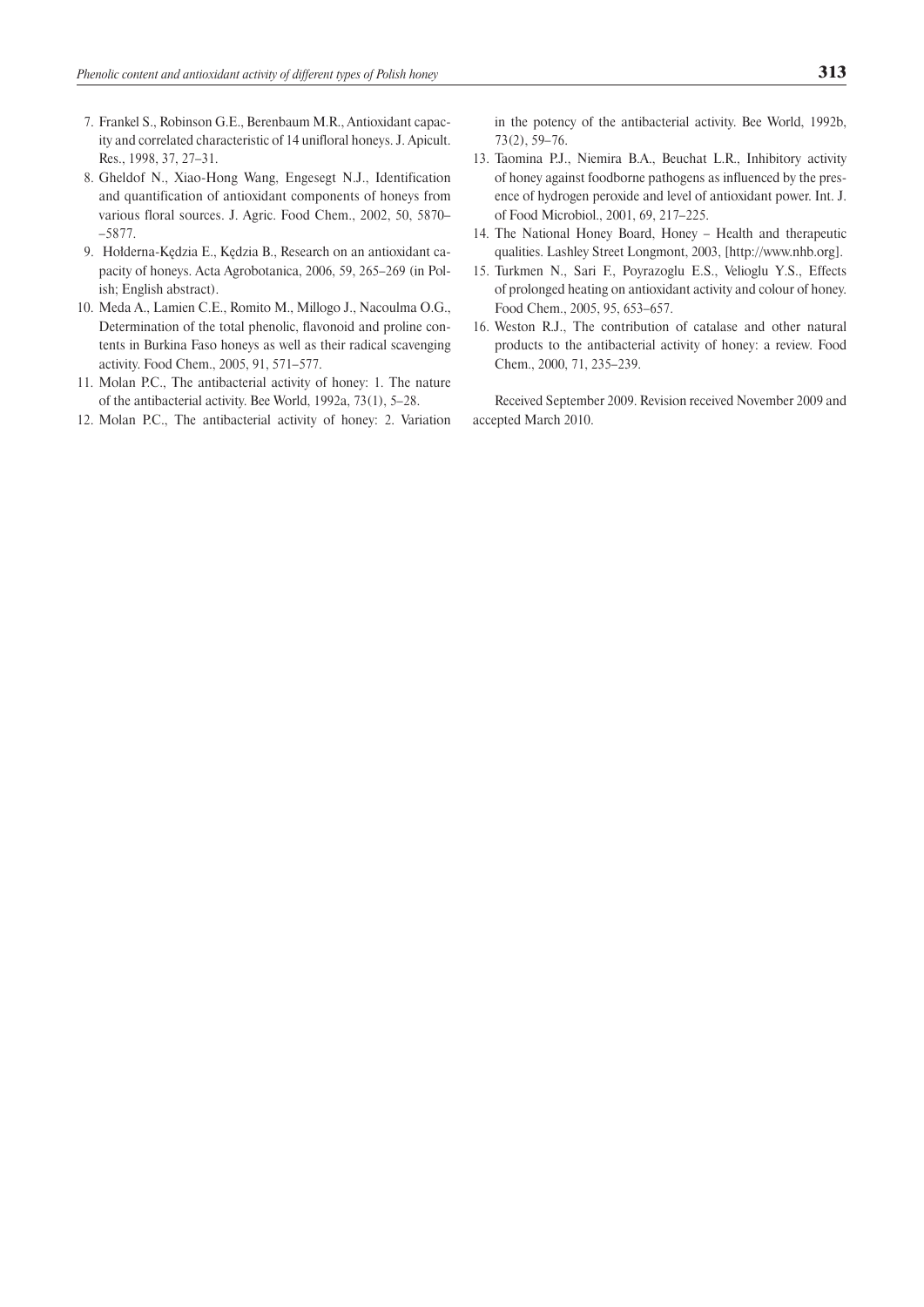7. Frankel S., Robinson G.E., Berenbaum M.R., Antioxidant capacity and correlated characteristic of 14 unifloral honeys. J. Apicult. Res., 1998, 37, 27–31.
8. Gheldof N., Xiao-Hong Wang, Engesegt N.J., Identification and quantification of antioxidant components of honeys from various floral sources. J. Agric. Food Chem., 2002, 50, 5870–5877.
9. Hołderna-Kędzia E., Kędzia B., Research on an antioxidant capacity of honeys. Acta Agrobotanica, 2006, 59, 265–269 (in Polish; English abstract).
10. Meda A., Lamien C.E., Romito M., Millogo J., Nacoulma O.G., Determination of the total phenolic, flavonoid and proline contents in Burkina Faso honeys as well as their radical scavenging activity. Food Chem., 2005, 91, 571–577.
11. Molan P.C., The antibacterial activity of honey: 1. The nature of the antibacterial activity. Bee World, 1992a, 73(1), 5–28.
12. Molan P.C., The antibacterial activity of honey: 2. Variation in the potency of the antibacterial activity. Bee World, 1992b, 73(2), 59–76.
13. Taomina P.J., Niemira B.A., Beuchat L.R., Inhibitory activity of honey against foodborne pathogens as influenced by the presence of hydrogen peroxide and level of antioxidant power. Int. J. of Food Microbiol., 2001, 69, 217–225.
14. The National Honey Board, Honey – Health and therapeutic qualities. Lashley Street Longmont, 2003, [http://www.nhb.org].
15. Turkmen N., Sari F., Poyrazoglu E.S., Velioglu Y.S., Effects of prolonged heating on antioxidant activity and colour of honey. Food Chem., 2005, 95, 653–657.
16. Weston R.J., The contribution of catalase and other natural products to the antibacterial activity of honey: a review. Food Chem., 2000, 71, 235–239.

Received September 2009. Revision received November 2009 and accepted March 2010.